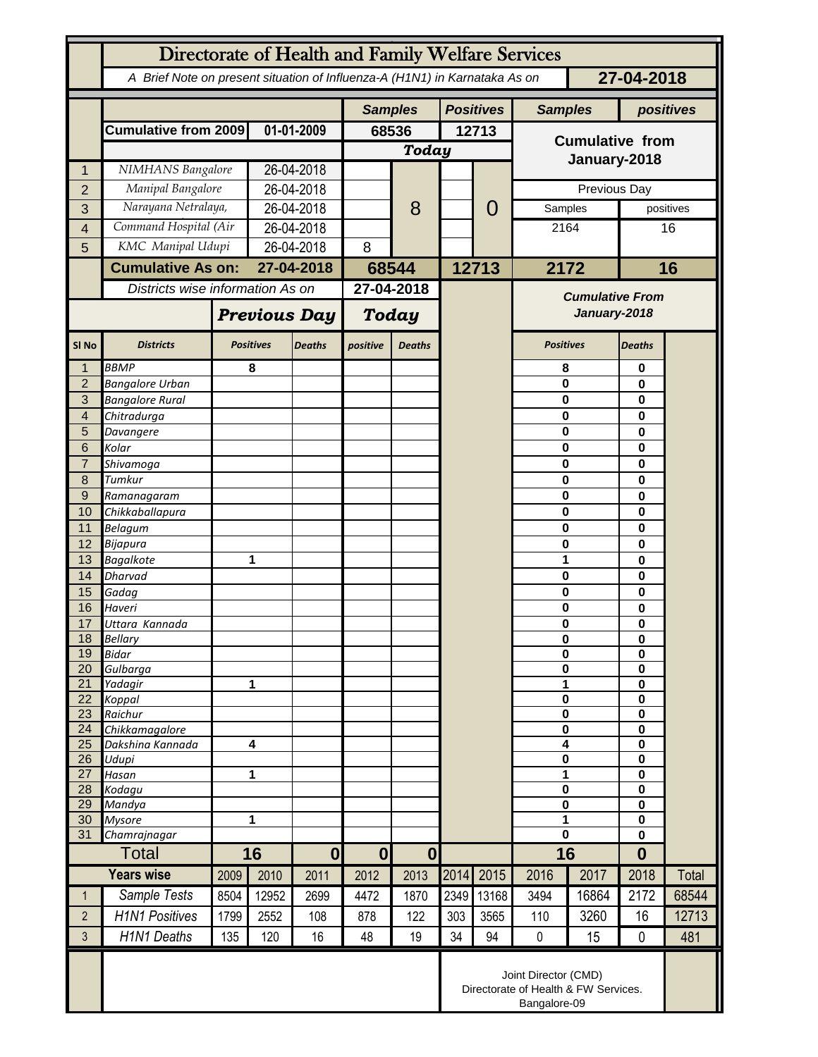# Directorate of Health and Family Welfare Services

*A Brief Note on present situation of Influenza-A (H1N1) in Karnataka As on* **27-04-2018**

| | | | Samples | | Positives | | Samples | positives |
|---|---|---|---|---|---|---|---|---|
| | **Cumulative from 2009** | **01-01-2009** | **68536** | | **12713** | | **Cumulative from January-2018** | |
| | | | ***Today*** | | | | | |
| 1 | NIMHANS Bangalore | 26-04-2018 | | 8 | | 0 | | |
| 2 | Manipal Bangalore | 26-04-2018 | | | | | Previous Day | |
| 3 | Narayana Netralaya, | 26-04-2018 | | | | | Samples | positives |
| 4 | Command Hospital (Air | 26-04-2018 | | | | | 2164 | 16 |
| 5 | KMC Manipal Udupi | 26-04-2018 | 8 | | | | | |
| | **Cumulative As on:** | **27-04-2018** | **68544** | | **12713** | | **2172** | **16** |

*Districts wise information As on* **27-04-2018**

| Sl No | Districts | Previous Day Positives | Previous Day Deaths | Today positive | Today Deaths | Cumulative From January-2018 Positives | Cumulative From January-2018 Deaths |
|---|---|---|---|---|---|---|---|
| 1 | BBMP | 8 | | | | 8 | 0 |
| 2 | Bangalore Urban | | | | | 0 | 0 |
| 3 | Bangalore Rural | | | | | 0 | 0 |
| 4 | Chitradurga | | | | | 0 | 0 |
| 5 | Davangere | | | | | 0 | 0 |
| 6 | Kolar | | | | | 0 | 0 |
| 7 | Shivamoga | | | | | 0 | 0 |
| 8 | Tumkur | | | | | 0 | 0 |
| 9 | Ramanagaram | | | | | 0 | 0 |
| 10 | Chikkaballapura | | | | | 0 | 0 |
| 11 | Belagum | | | | | 0 | 0 |
| 12 | Bijapura | | | | | 0 | 0 |
| 13 | Bagalkote | 1 | | | | 1 | 0 |
| 14 | Dharvad | | | | | 0 | 0 |
| 15 | Gadag | | | | | 0 | 0 |
| 16 | Haveri | | | | | 0 | 0 |
| 17 | Uttara Kannada | | | | | 0 | 0 |
| 18 | Bellary | | | | | 0 | 0 |
| 19 | Bidar | | | | | 0 | 0 |
| 20 | Gulbarga | | | | | 0 | 0 |
| 21 | Yadagir | 1 | | | | 1 | 0 |
| 22 | Koppal | | | | | 0 | 0 |
| 23 | Raichur | | | | | 0 | 0 |
| 24 | Chikkamagalore | | | | | 0 | 0 |
| 25 | Dakshina Kannada | 4 | | | | 4 | 0 |
| 26 | Udupi | | | | | 0 | 0 |
| 27 | Hasan | 1 | | | | 1 | 0 |
| 28 | Kodagu | | | | | 0 | 0 |
| 29 | Mandya | | | | | 0 | 0 |
| 30 | Mysore | 1 | | | | 1 | 0 |
| 31 | Chamrajnagar | | | | | 0 | 0 |
| | **Total** | **16** | **0** | **0** | **0** | **16** | **0** |

| | Years wise | 2009 | 2010 | 2011 | 2012 | 2013 | 2014 | 2015 | 2016 | 2017 | 2018 | Total |
|---|---|---|---|---|---|---|---|---|---|---|---|---|
| 1 | Sample Tests | 8504 | 12952 | 2699 | 4472 | 1870 | 2349 | 13168 | 3494 | 16864 | 2172 | 68544 |
| 2 | H1N1 Positives | 1799 | 2552 | 108 | 878 | 122 | 303 | 3565 | 110 | 3260 | 16 | 12713 |
| 3 | H1N1 Deaths | 135 | 120 | 16 | 48 | 19 | 34 | 94 | 0 | 15 | 0 | 481 |

Joint Director (CMD)
Directorate of Health & FW Services.
Bangalore-09